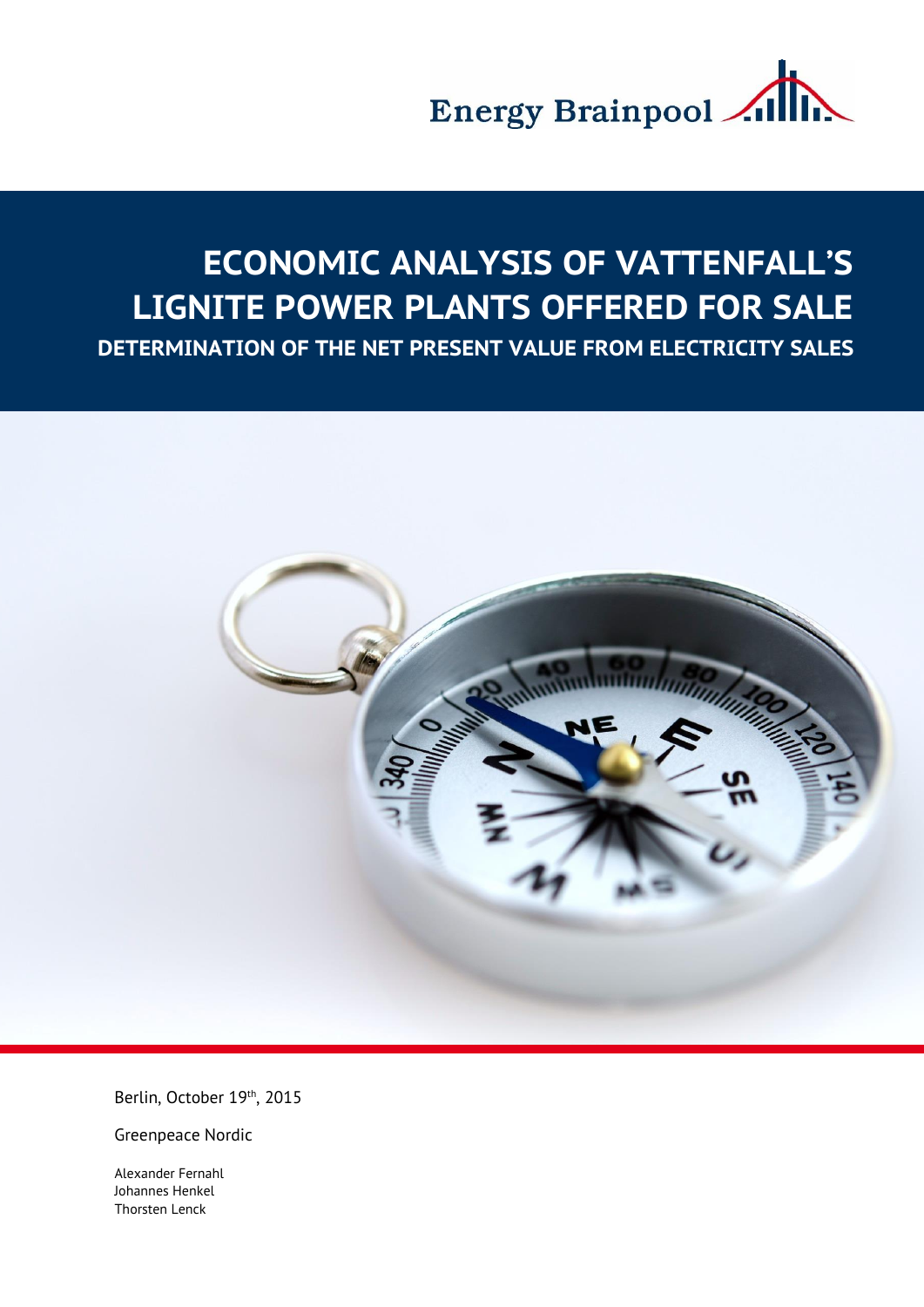Energy Brainpool

# ECONOMIC ANALYSIS OF VATTENFALL'S LIGNITE POWER PLANTS OFFERED FOR SALE

## DETERMINATION OF THE NET PRESENT VALUE FROM ELECTRICITY SALES

Berlin, October 19th, 2015

Greenpeace Nordic

Alexander Fernahl
Johannes Henkel
Thorsten Lenck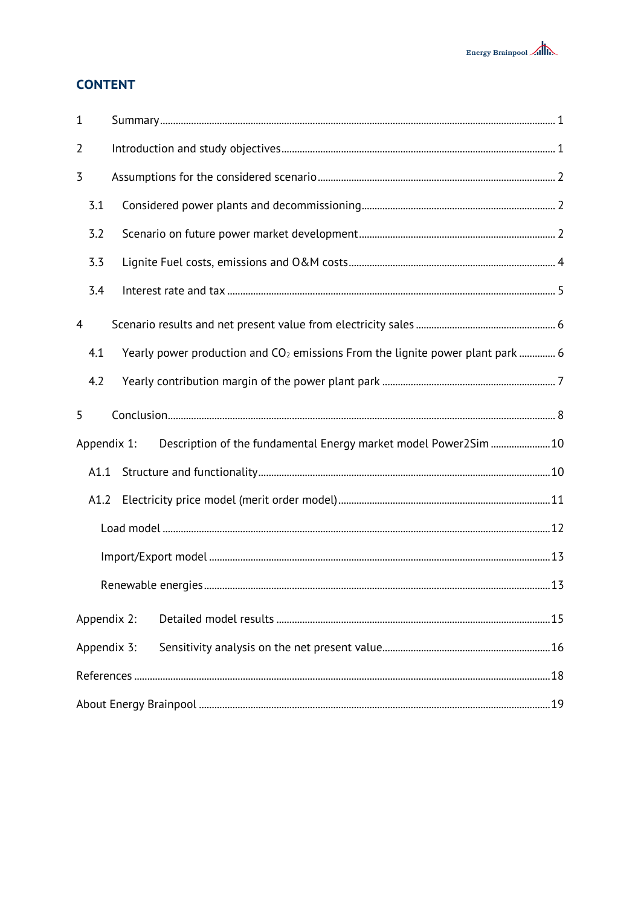## CONTENT

1 Summary ..... 1

2 Introduction and study objectives ..... 1

3 Assumptions for the considered scenario ..... 2

- 3.1 Considered power plants and decommissioning ..... 2
- 3.2 Scenario on future power market development ..... 2
- 3.3 Lignite Fuel costs, emissions and O&M costs ..... 4
- 3.4 Interest rate and tax ..... 5

4 Scenario results and net present value from electricity sales ..... 6

- 4.1 Yearly power production and $CO_2$ emissions From the lignite power plant park ..... 6
- 4.2 Yearly contribution margin of the power plant park ..... 7

5 Conclusion ..... 8

Appendix 1: Description of the fundamental Energy market model Power2Sim ..... 10

- A1.1 Structure and functionality ..... 10
- A1.2 Electricity price model (merit order model) ..... 11
  - Load model ..... 12
  - Import/Export model ..... 13
  - Renewable energies ..... 13

Appendix 2: Detailed model results ..... 15

Appendix 3: Sensitivity analysis on the net present value ..... 16

References ..... 18

About Energy Brainpool ..... 19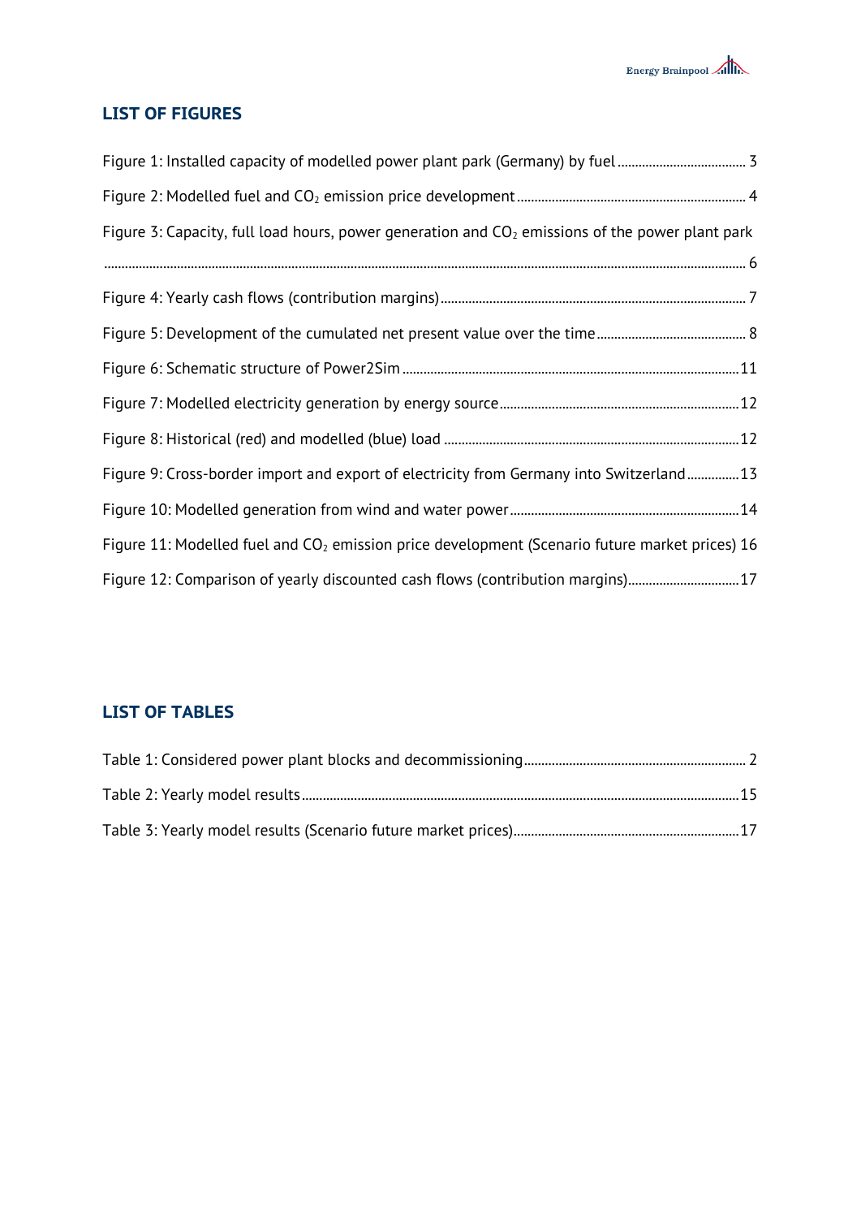## LIST OF FIGURES

Figure 1: Installed capacity of modelled power plant park (Germany) by fuel ..................................... 3

Figure 2: Modelled fuel and $CO_2$ emission price development ................................................................. 4

Figure 3: Capacity, full load hours, power generation and $CO_2$ emissions of the power plant park ..................................................................................................................................................................... 6

Figure 4: Yearly cash flows (contribution margins) ....................................................................................... 7

Figure 5: Development of the cumulated net present value over the time ........................................... 8

Figure 6: Schematic structure of Power2Sim ................................................................................................ 11

Figure 7: Modelled electricity generation by energy source .................................................................... 12

Figure 8: Historical (red) and modelled (blue) load .................................................................................... 12

Figure 9: Cross-border import and export of electricity from Germany into Switzerland ............... 13

Figure 10: Modelled generation from wind and water power ................................................................. 14

Figure 11: Modelled fuel and $CO_2$ emission price development (Scenario future market prices) 16

Figure 12: Comparison of yearly discounted cash flows (contribution margins) ................................ 17

## LIST OF TABLES

Table 1: Considered power plant blocks and decommissioning ............................................................... 2

Table 2: Yearly model results ............................................................................................................................ 15

Table 3: Yearly model results (Scenario future market prices) ................................................................ 17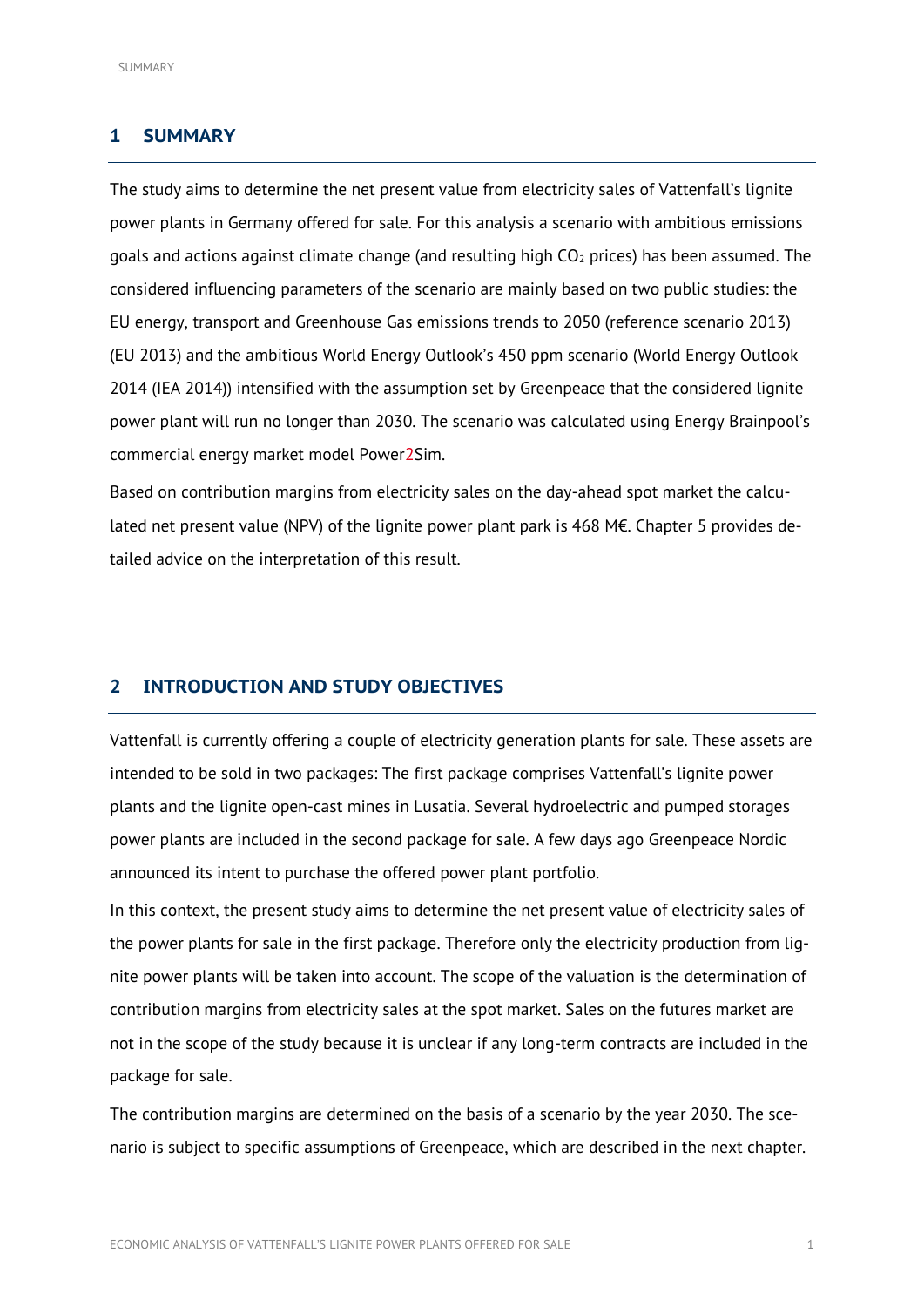# 1 SUMMARY

The study aims to determine the net present value from electricity sales of Vattenfall's lignite power plants in Germany offered for sale. For this analysis a scenario with ambitious emissions goals and actions against climate change (and resulting high $CO_2$ prices) has been assumed. The considered influencing parameters of the scenario are mainly based on two public studies: the EU energy, transport and Greenhouse Gas emissions trends to 2050 (reference scenario 2013) (EU 2013) and the ambitious World Energy Outlook's 450 ppm scenario (World Energy Outlook 2014 (IEA 2014)) intensified with the assumption set by Greenpeace that the considered lignite power plant will run no longer than 2030. The scenario was calculated using Energy Brainpool's commercial energy market model Power2Sim.

Based on contribution margins from electricity sales on the day-ahead spot market the calculated net present value (NPV) of the lignite power plant park is 468 M€. Chapter 5 provides detailed advice on the interpretation of this result.

# 2 INTRODUCTION AND STUDY OBJECTIVES

Vattenfall is currently offering a couple of electricity generation plants for sale. These assets are intended to be sold in two packages: The first package comprises Vattenfall's lignite power plants and the lignite open-cast mines in Lusatia. Several hydroelectric and pumped storages power plants are included in the second package for sale. A few days ago Greenpeace Nordic announced its intent to purchase the offered power plant portfolio.

In this context, the present study aims to determine the net present value of electricity sales of the power plants for sale in the first package. Therefore only the electricity production from lignite power plants will be taken into account. The scope of the valuation is the determination of contribution margins from electricity sales at the spot market. Sales on the futures market are not in the scope of the study because it is unclear if any long-term contracts are included in the package for sale.

The contribution margins are determined on the basis of a scenario by the year 2030. The scenario is subject to specific assumptions of Greenpeace, which are described in the next chapter.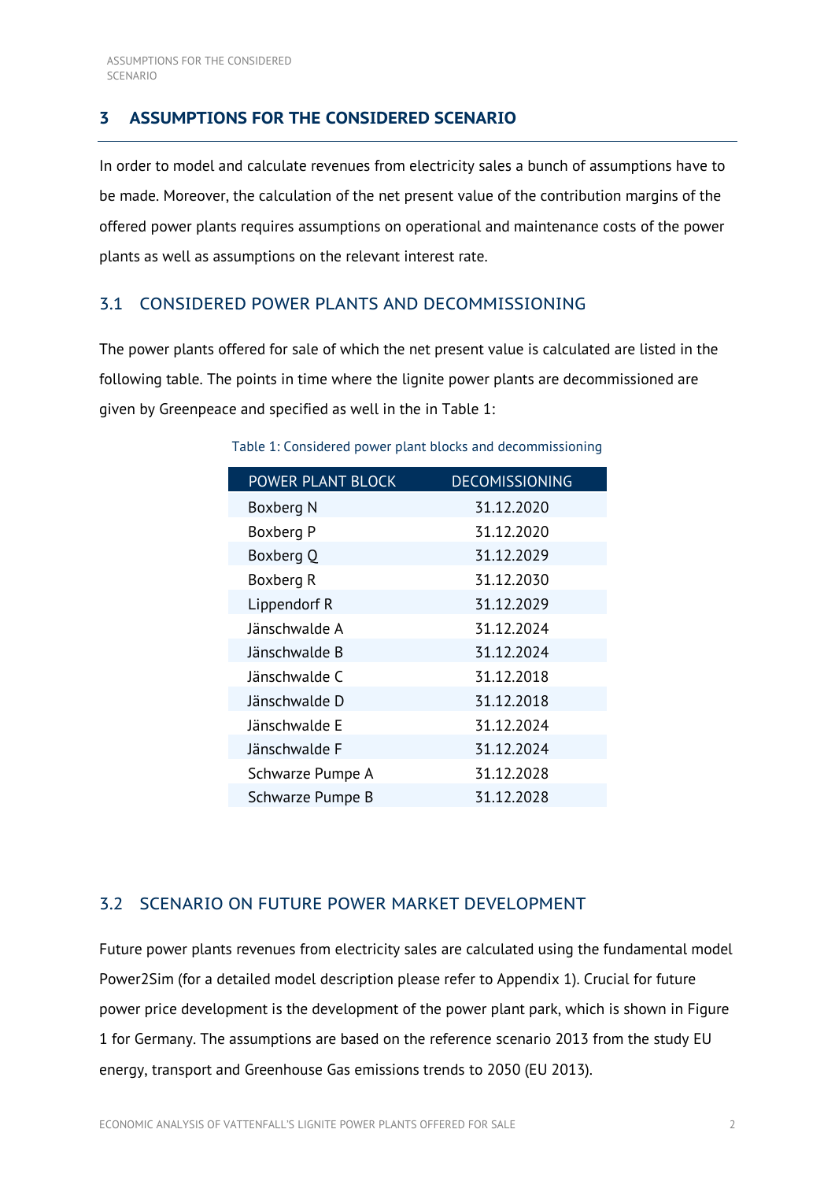# 3 ASSUMPTIONS FOR THE CONSIDERED SCENARIO

In order to model and calculate revenues from electricity sales a bunch of assumptions have to be made. Moreover, the calculation of the net present value of the contribution margins of the offered power plants requires assumptions on operational and maintenance costs of the power plants as well as assumptions on the relevant interest rate.

## 3.1 CONSIDERED POWER PLANTS AND DECOMMISSIONING

The power plants offered for sale of which the net present value is calculated are listed in the following table. The points in time where the lignite power plants are decommissioned are given by Greenpeace and specified as well in the in Table 1:

Table 1: Considered power plant blocks and decommissioning

| POWER PLANT BLOCK | DECOMISSIONING |
|---|---|
| Boxberg N | 31.12.2020 |
| Boxberg P | 31.12.2020 |
| Boxberg Q | 31.12.2029 |
| Boxberg R | 31.12.2030 |
| Lippendorf R | 31.12.2029 |
| Jänschwalde A | 31.12.2024 |
| Jänschwalde B | 31.12.2024 |
| Jänschwalde C | 31.12.2018 |
| Jänschwalde D | 31.12.2018 |
| Jänschwalde E | 31.12.2024 |
| Jänschwalde F | 31.12.2024 |
| Schwarze Pumpe A | 31.12.2028 |
| Schwarze Pumpe B | 31.12.2028 |

## 3.2 SCENARIO ON FUTURE POWER MARKET DEVELOPMENT

Future power plants revenues from electricity sales are calculated using the fundamental model Power2Sim (for a detailed model description please refer to Appendix 1). Crucial for future power price development is the development of the power plant park, which is shown in Figure 1 for Germany. The assumptions are based on the reference scenario 2013 from the study EU energy, transport and Greenhouse Gas emissions trends to 2050 (EU 2013).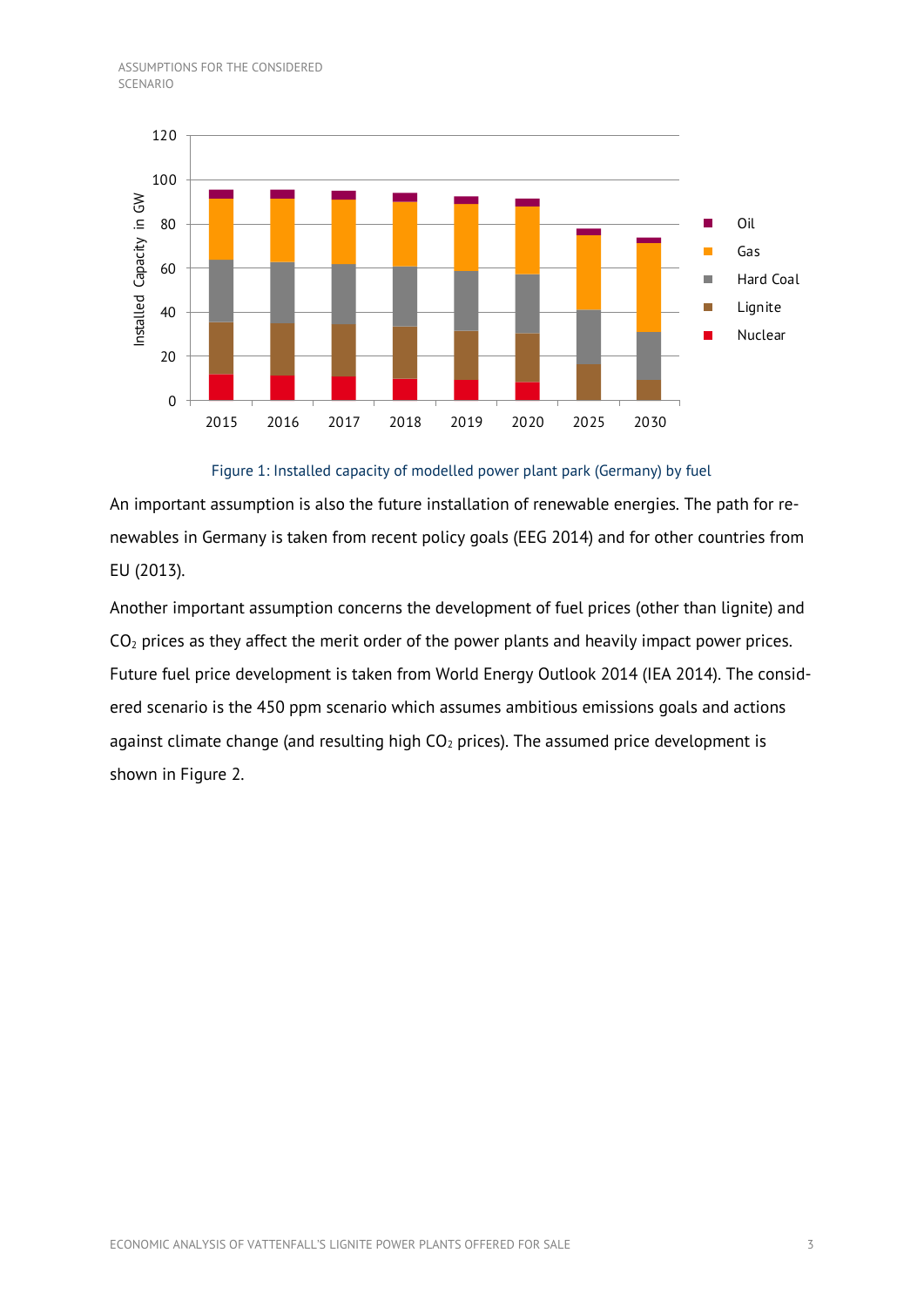Figure 1: Installed capacity of modelled power plant park (Germany) by fuel

An important assumption is also the future installation of renewable energies. The path for renewables in Germany is taken from recent policy goals (EEG 2014) and for other countries from EU (2013).

Another important assumption concerns the development of fuel prices (other than lignite) and $CO_2$ prices as they affect the merit order of the power plants and heavily impact power prices. Future fuel price development is taken from World Energy Outlook 2014 (IEA 2014). The considered scenario is the 450 ppm scenario which assumes ambitious emissions goals and actions against climate change (and resulting high $CO_2$ prices). The assumed price development is shown in Figure 2.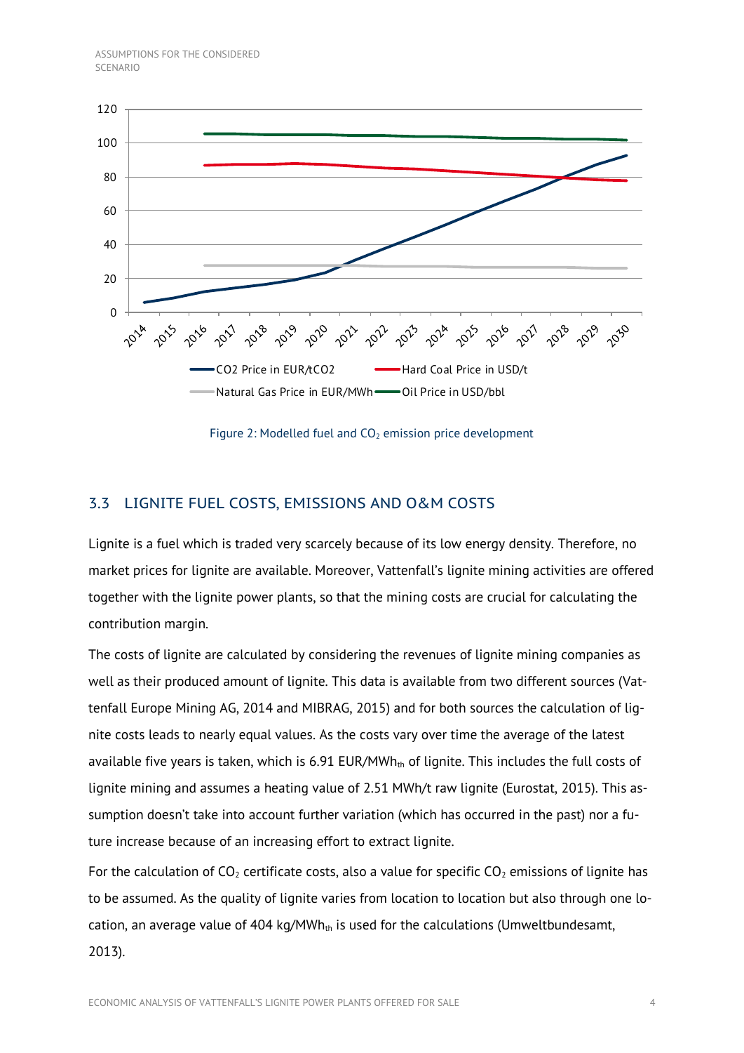Figure 2: Modelled fuel and $CO_2$ emission price development

## 3.3 LIGNITE FUEL COSTS, EMISSIONS AND O&M COSTS

Lignite is a fuel which is traded very scarcely because of its low energy density. Therefore, no market prices for lignite are available. Moreover, Vattenfall's lignite mining activities are offered together with the lignite power plants, so that the mining costs are crucial for calculating the contribution margin.

The costs of lignite are calculated by considering the revenues of lignite mining companies as well as their produced amount of lignite. This data is available from two different sources (Vattenfall Europe Mining AG, 2014 and MIBRAG, 2015) and for both sources the calculation of lignite costs leads to nearly equal values. As the costs vary over time the average of the latest available five years is taken, which is 6.91 EUR/$MWh_{th}$ of lignite. This includes the full costs of lignite mining and assumes a heating value of 2.51 MWh/t raw lignite (Eurostat, 2015). This assumption doesn't take into account further variation (which has occurred in the past) nor a future increase because of an increasing effort to extract lignite.

For the calculation of $CO_2$ certificate costs, also a value for specific $CO_2$ emissions of lignite has to be assumed. As the quality of lignite varies from location to location but also through one location, an average value of 404 kg/$MWh_{th}$ is used for the calculations (Umweltbundesamt, 2013).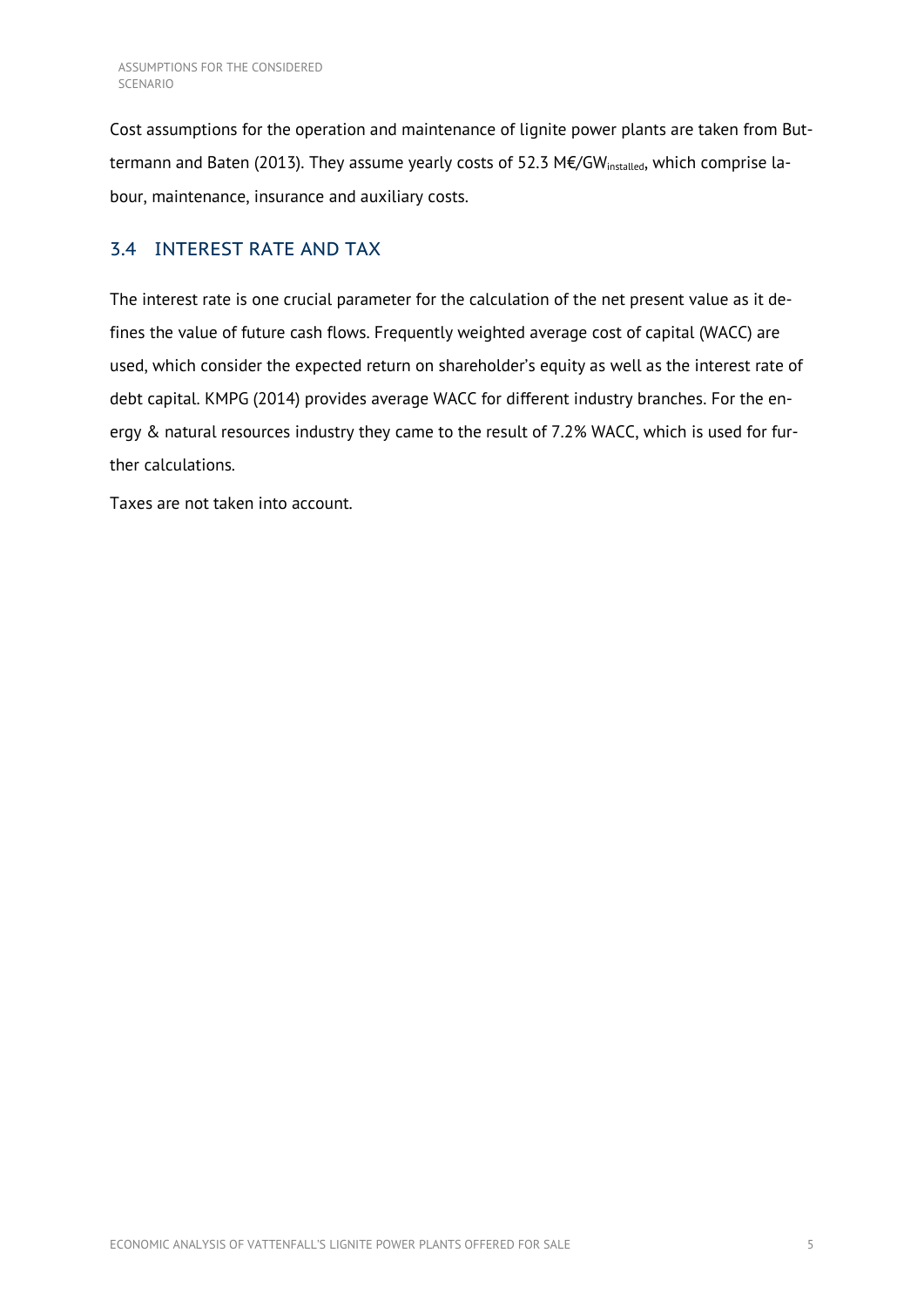Cost assumptions for the operation and maintenance of lignite power plants are taken from Buttermann and Baten (2013). They assume yearly costs of 52.3 M€/$GW_{installed}$, which comprise labour, maintenance, insurance and auxiliary costs.

## 3.4 INTEREST RATE AND TAX

The interest rate is one crucial parameter for the calculation of the net present value as it defines the value of future cash flows. Frequently weighted average cost of capital (WACC) are used, which consider the expected return on shareholder's equity as well as the interest rate of debt capital. KMPG (2014) provides average WACC for different industry branches. For the energy & natural resources industry they came to the result of 7.2% WACC, which is used for further calculations.

Taxes are not taken into account.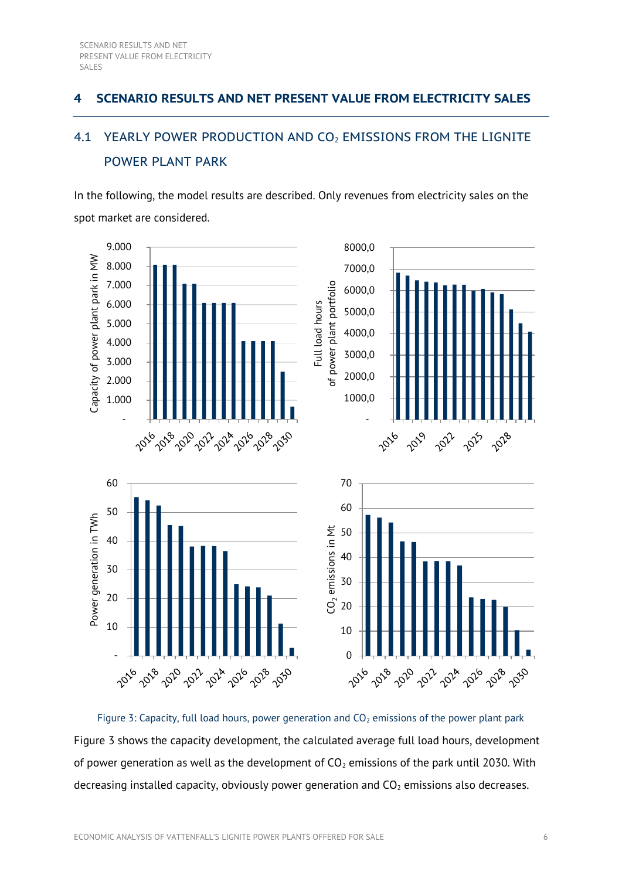# 4 SCENARIO RESULTS AND NET PRESENT VALUE FROM ELECTRICITY SALES

## 4.1 YEARLY POWER PRODUCTION AND $CO_2$ EMISSIONS FROM THE LIGNITE POWER PLANT PARK

In the following, the model results are described. Only revenues from electricity sales on the spot market are considered.

Figure 3: Capacity, full load hours, power generation and $CO_2$ emissions of the power plant park

Figure 3 shows the capacity development, the calculated average full load hours, development of power generation as well as the development of $CO_2$ emissions of the park until 2030. With decreasing installed capacity, obviously power generation and $CO_2$ emissions also decreases.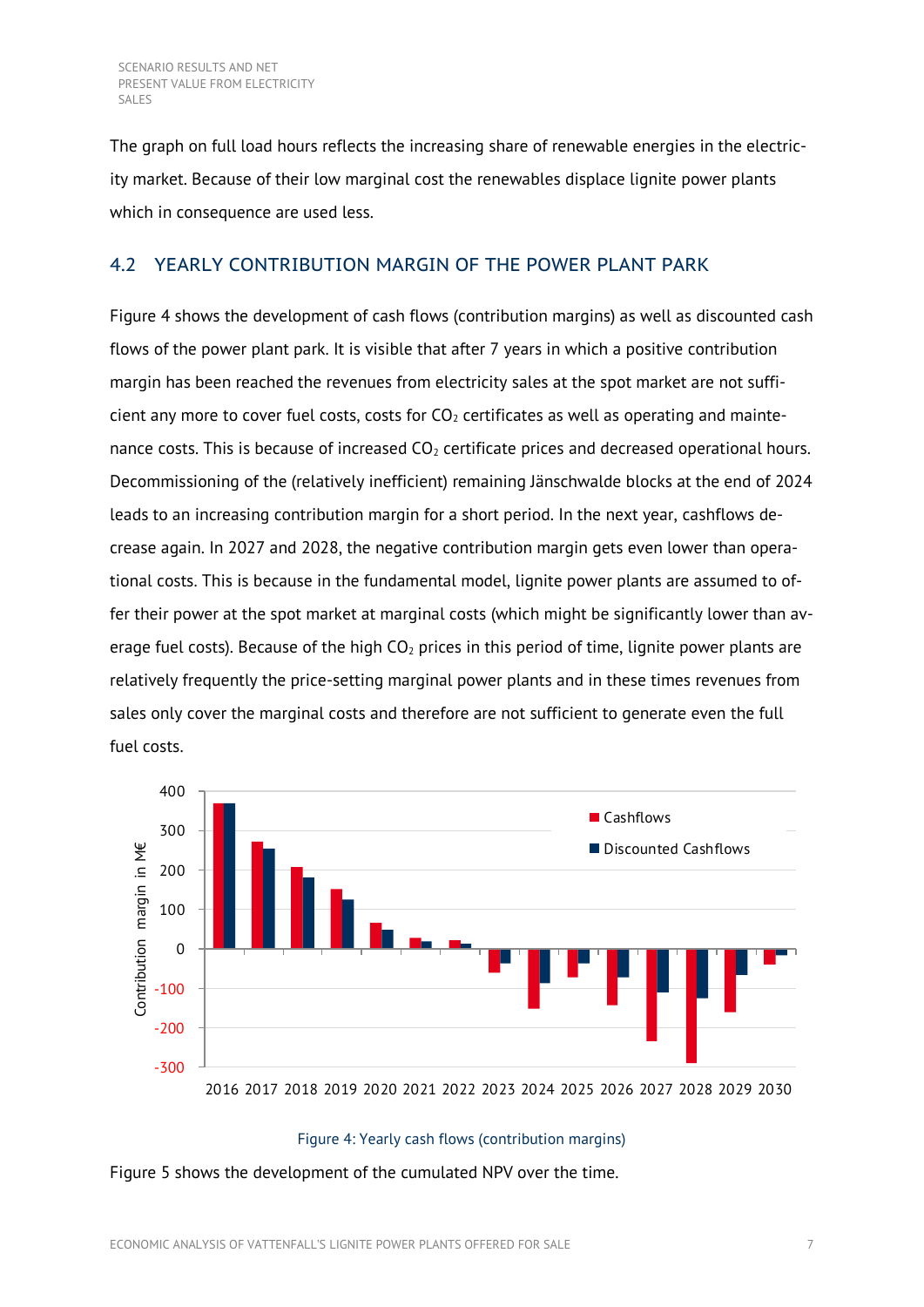The graph on full load hours reflects the increasing share of renewable energies in the electricity market. Because of their low marginal cost the renewables displace lignite power plants which in consequence are used less.

## 4.2 YEARLY CONTRIBUTION MARGIN OF THE POWER PLANT PARK

Figure 4 shows the development of cash flows (contribution margins) as well as discounted cash flows of the power plant park. It is visible that after 7 years in which a positive contribution margin has been reached the revenues from electricity sales at the spot market are not sufficient any more to cover fuel costs, costs for $CO_2$ certificates as well as operating and maintenance costs. This is because of increased $CO_2$ certificate prices and decreased operational hours. Decommissioning of the (relatively inefficient) remaining Jänschwalde blocks at the end of 2024 leads to an increasing contribution margin for a short period. In the next year, cashflows decrease again. In 2027 and 2028, the negative contribution margin gets even lower than operational costs. This is because in the fundamental model, lignite power plants are assumed to offer their power at the spot market at marginal costs (which might be significantly lower than average fuel costs). Because of the high $CO_2$ prices in this period of time, lignite power plants are relatively frequently the price-setting marginal power plants and in these times revenues from sales only cover the marginal costs and therefore are not sufficient to generate even the full fuel costs.

Figure 4: Yearly cash flows (contribution margins)

Figure 5 shows the development of the cumulated NPV over the time.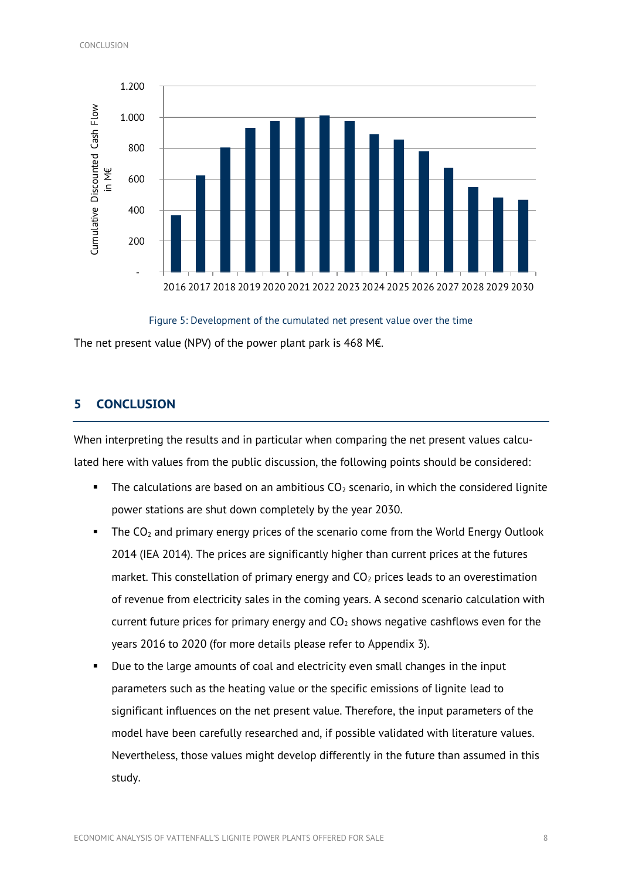Figure 5: Development of the cumulated net present value over the time

The net present value (NPV) of the power plant park is 468 M€.

## 5 CONCLUSION

When interpreting the results and in particular when comparing the net present values calculated here with values from the public discussion, the following points should be considered:

- The calculations are based on an ambitious $CO_2$ scenario, in which the considered lignite power stations are shut down completely by the year 2030.
- The $CO_2$ and primary energy prices of the scenario come from the World Energy Outlook 2014 (IEA 2014). The prices are significantly higher than current prices at the futures market. This constellation of primary energy and $CO_2$ prices leads to an overestimation of revenue from electricity sales in the coming years. A second scenario calculation with current future prices for primary energy and $CO_2$ shows negative cashflows even for the years 2016 to 2020 (for more details please refer to Appendix 3).
- Due to the large amounts of coal and electricity even small changes in the input parameters such as the heating value or the specific emissions of lignite lead to significant influences on the net present value. Therefore, the input parameters of the model have been carefully researched and, if possible validated with literature values. Nevertheless, those values might develop differently in the future than assumed in this study.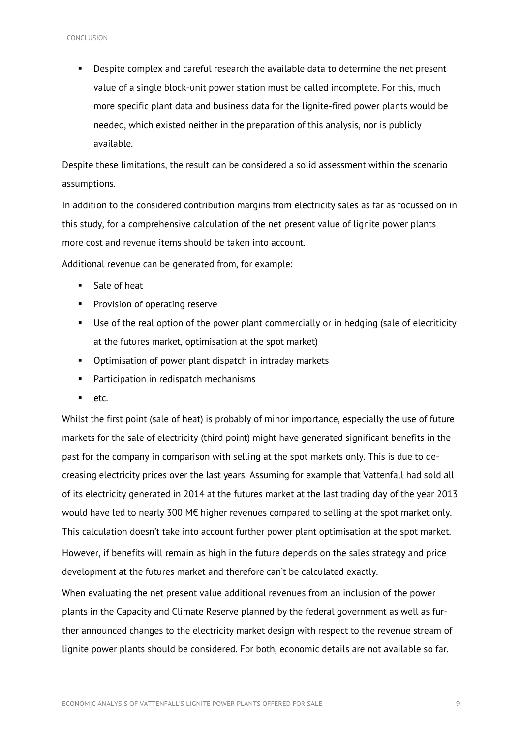- Despite complex and careful research the available data to determine the net present value of a single block-unit power station must be called incomplete. For this, much more specific plant data and business data for the lignite-fired power plants would be needed, which existed neither in the preparation of this analysis, nor is publicly available.

Despite these limitations, the result can be considered a solid assessment within the scenario assumptions.

In addition to the considered contribution margins from electricity sales as far as focussed on in this study, for a comprehensive calculation of the net present value of lignite power plants more cost and revenue items should be taken into account.

Additional revenue can be generated from, for example:

- Sale of heat
- Provision of operating reserve
- Use of the real option of the power plant commercially or in hedging (sale of elecriticity at the futures market, optimisation at the spot market)
- Optimisation of power plant dispatch in intraday markets
- Participation in redispatch mechanisms
- etc.

Whilst the first point (sale of heat) is probably of minor importance, especially the use of future markets for the sale of electricity (third point) might have generated significant benefits in the past for the company in comparison with selling at the spot markets only. This is due to decreasing electricity prices over the last years. Assuming for example that Vattenfall had sold all of its electricity generated in 2014 at the futures market at the last trading day of the year 2013 would have led to nearly 300 M€ higher revenues compared to selling at the spot market only. This calculation doesn't take into account further power plant optimisation at the spot market.

However, if benefits will remain as high in the future depends on the sales strategy and price development at the futures market and therefore can't be calculated exactly.

When evaluating the net present value additional revenues from an inclusion of the power plants in the Capacity and Climate Reserve planned by the federal government as well as further announced changes to the electricity market design with respect to the revenue stream of lignite power plants should be considered. For both, economic details are not available so far.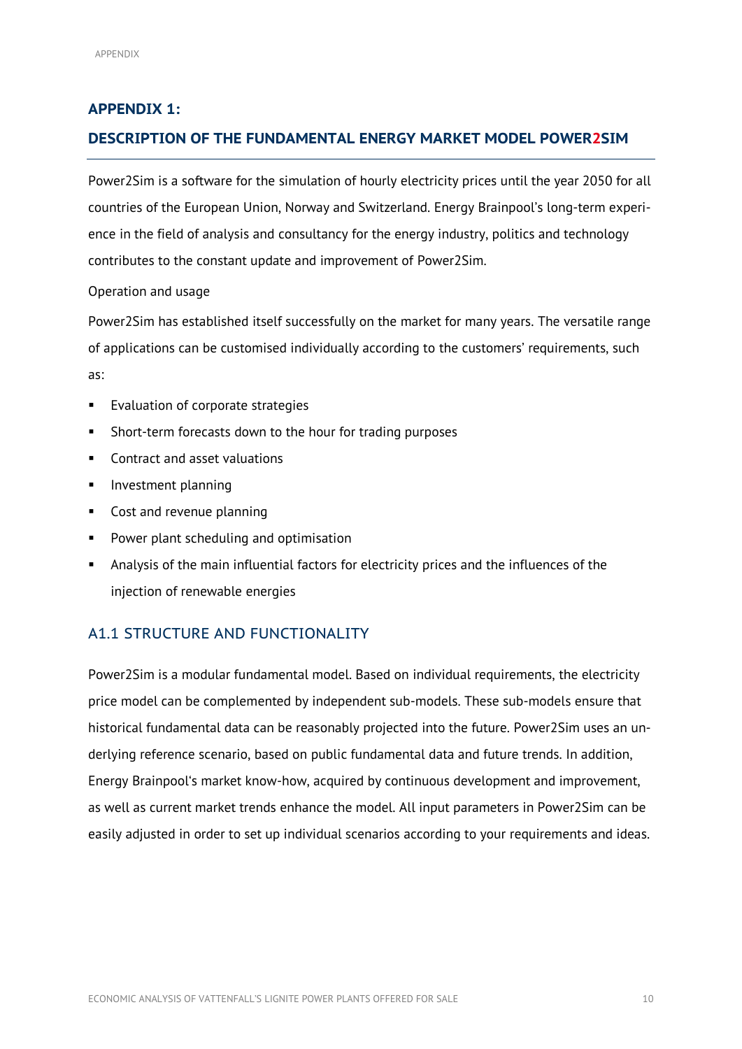## APPENDIX 1:

## DESCRIPTION OF THE FUNDAMENTAL ENERGY MARKET MODEL POWER2SIM

Power2Sim is a software for the simulation of hourly electricity prices until the year 2050 for all countries of the European Union, Norway and Switzerland. Energy Brainpool's long-term experience in the field of analysis and consultancy for the energy industry, politics and technology contributes to the constant update and improvement of Power2Sim.

Operation and usage

Power2Sim has established itself successfully on the market for many years. The versatile range of applications can be customised individually according to the customers' requirements, such as:

- Evaluation of corporate strategies
- Short-term forecasts down to the hour for trading purposes
- Contract and asset valuations
- Investment planning
- Cost and revenue planning
- Power plant scheduling and optimisation
- Analysis of the main influential factors for electricity prices and the influences of the injection of renewable energies

### A1.1 STRUCTURE AND FUNCTIONALITY

Power2Sim is a modular fundamental model. Based on individual requirements, the electricity price model can be complemented by independent sub-models. These sub-models ensure that historical fundamental data can be reasonably projected into the future. Power2Sim uses an underlying reference scenario, based on public fundamental data and future trends. In addition, Energy Brainpool's market know-how, acquired by continuous development and improvement, as well as current market trends enhance the model. All input parameters in Power2Sim can be easily adjusted in order to set up individual scenarios according to your requirements and ideas.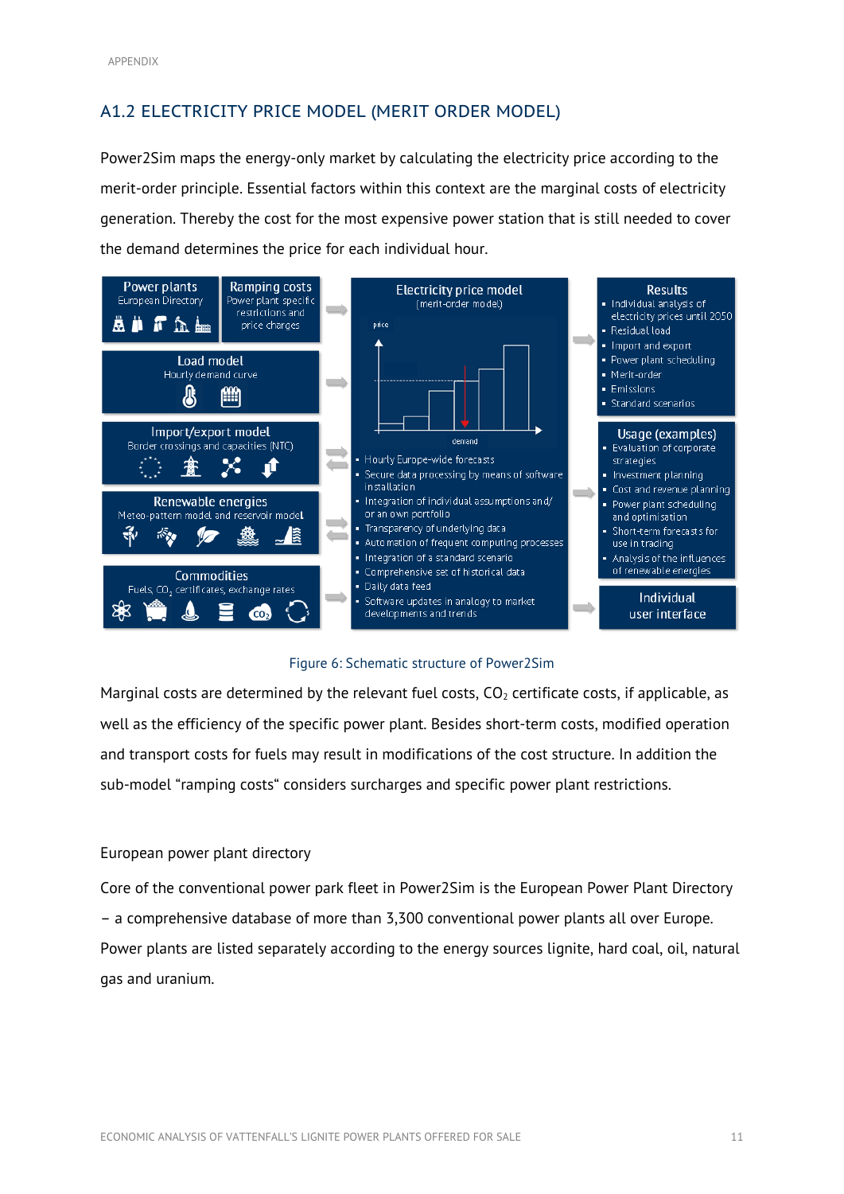## A1.2 ELECTRICITY PRICE MODEL (MERIT ORDER MODEL)

Power2Sim maps the energy-only market by calculating the electricity price according to the merit-order principle. Essential factors within this context are the marginal costs of electricity generation. Thereby the cost for the most expensive power station that is still needed to cover the demand determines the price for each individual hour.

**Power plants**
European Directory

**Ramping costs**
Power plant specific restrictions and price charges

**Load model**
Hourly demand curve

**Import/export model**
Border crossings and capacities (NTC)

**Renewable energies**
Meteo-pattern model and reservoir model

**Commodities**
Fuels, $CO_2$ certificates, exchange rates

**Electricity price model**
(merit-order model)

price

demand

- Hourly Europe-wide forecasts
- Secure data processing by means of software installation
- Integration of individual assumptions and/or an own portfolio
- Transparency of underlying data
- Automation of frequent computing processes
- Integration of a standard scenario
- Comprehensive set of historical data
- Daily data feed
- Software updates in analogy to market developments and trends

**Results**
- Individual analysis of electricity prices until 2050
- Residual load
- Import and export
- Power plant scheduling
- Merit-order
- Emissions
- Standard scenarios

**Usage (examples)**
- Evaluation of corporate strategies
- Investment planning
- Cost and revenue planning
- Power plant scheduling and optimisation
- Short-term forecasts for use in trading
- Analysis of the influences of renewable energies

**Individual user interface**

Figure 6: Schematic structure of Power2Sim

Marginal costs are determined by the relevant fuel costs, $CO_2$ certificate costs, if applicable, as well as the efficiency of the specific power plant. Besides short-term costs, modified operation and transport costs for fuels may result in modifications of the cost structure. In addition the sub-model "ramping costs" considers surcharges and specific power plant restrictions.

European power plant directory

Core of the conventional power park fleet in Power2Sim is the European Power Plant Directory – a comprehensive database of more than 3,300 conventional power plants all over Europe. Power plants are listed separately according to the energy sources lignite, hard coal, oil, natural gas and uranium.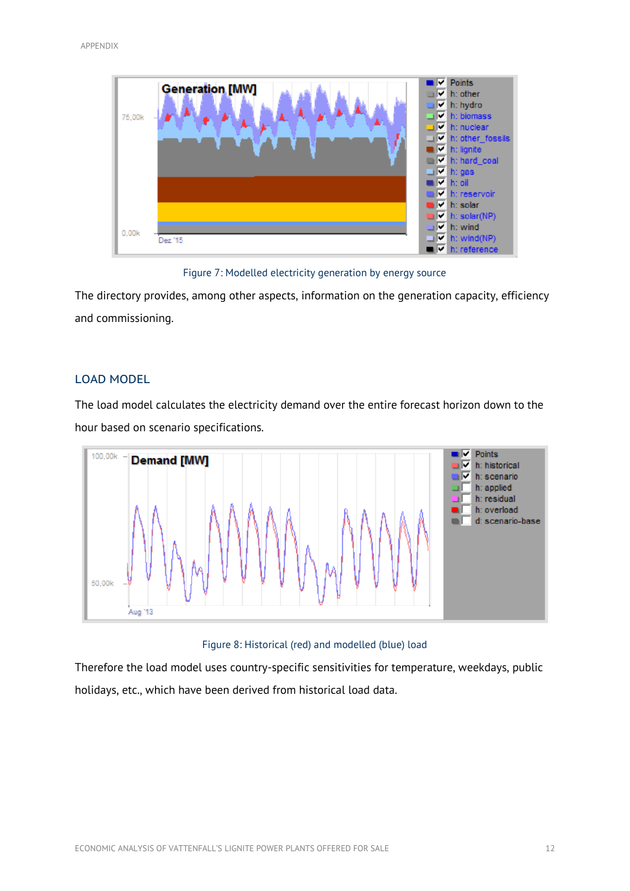Figure 7: Modelled electricity generation by energy source

The directory provides, among other aspects, information on the generation capacity, efficiency and commissioning.

## LOAD MODEL

The load model calculates the electricity demand over the entire forecast horizon down to the hour based on scenario specifications.

Figure 8: Historical (red) and modelled (blue) load

Therefore the load model uses country-specific sensitivities for temperature, weekdays, public holidays, etc., which have been derived from historical load data.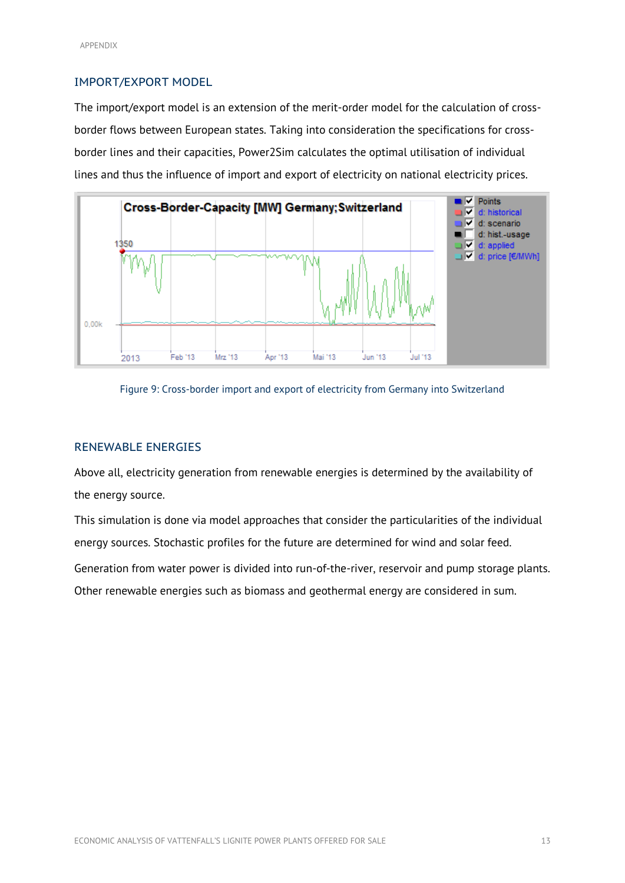## IMPORT/EXPORT MODEL

The import/export model is an extension of the merit-order model for the calculation of cross-border flows between European states. Taking into consideration the specifications for cross-border lines and their capacities, Power2Sim calculates the optimal utilisation of individual lines and thus the influence of import and export of electricity on national electricity prices.

Figure 9: Cross-border import and export of electricity from Germany into Switzerland

## RENEWABLE ENERGIES

Above all, electricity generation from renewable energies is determined by the availability of the energy source.

This simulation is done via model approaches that consider the particularities of the individual energy sources. Stochastic profiles for the future are determined for wind and solar feed.

Generation from water power is divided into run-of-the-river, reservoir and pump storage plants. Other renewable energies such as biomass and geothermal energy are considered in sum.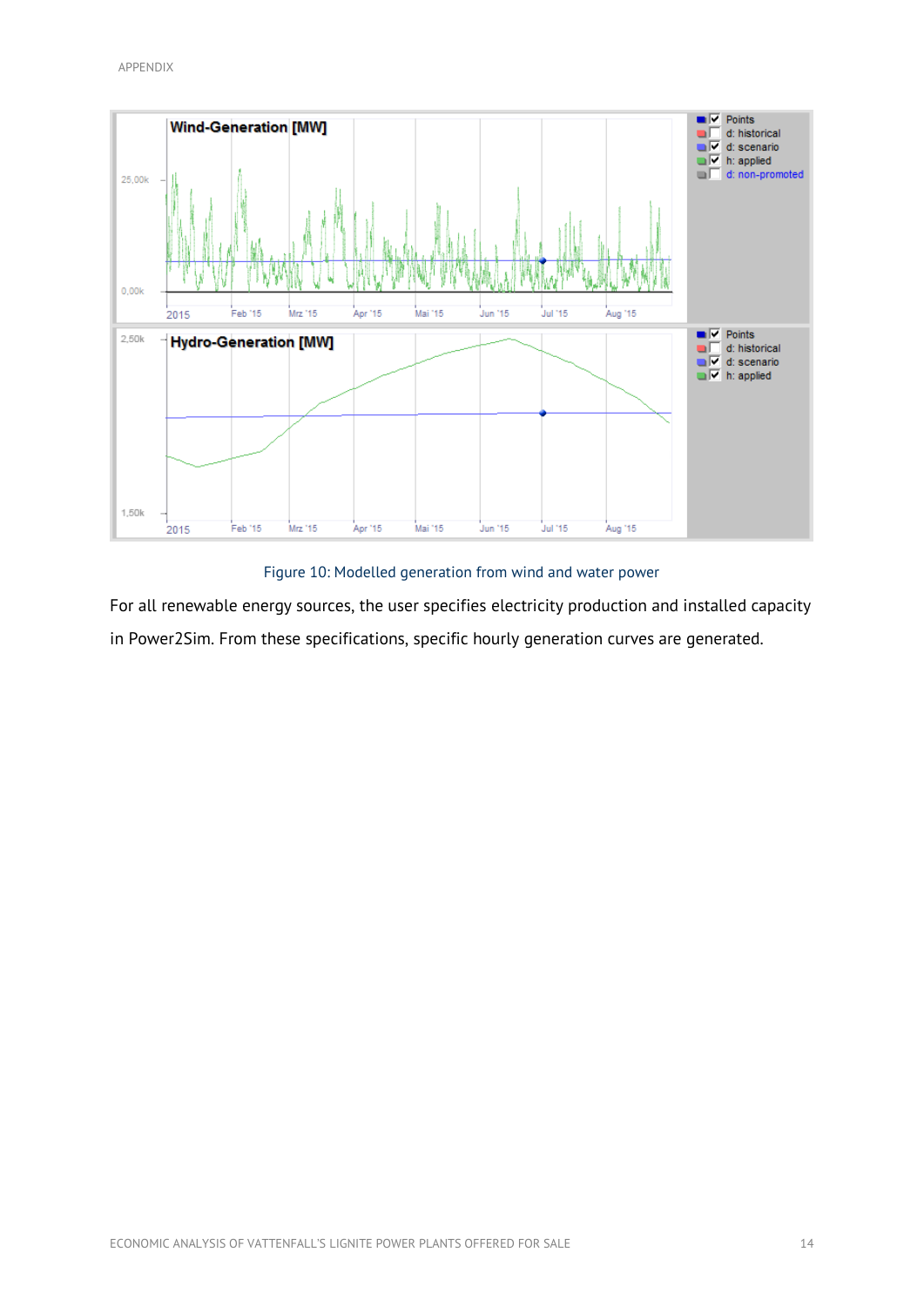Figure 10: Modelled generation from wind and water power

For all renewable energy sources, the user specifies electricity production and installed capacity in Power2Sim. From these specifications, specific hourly generation curves are generated.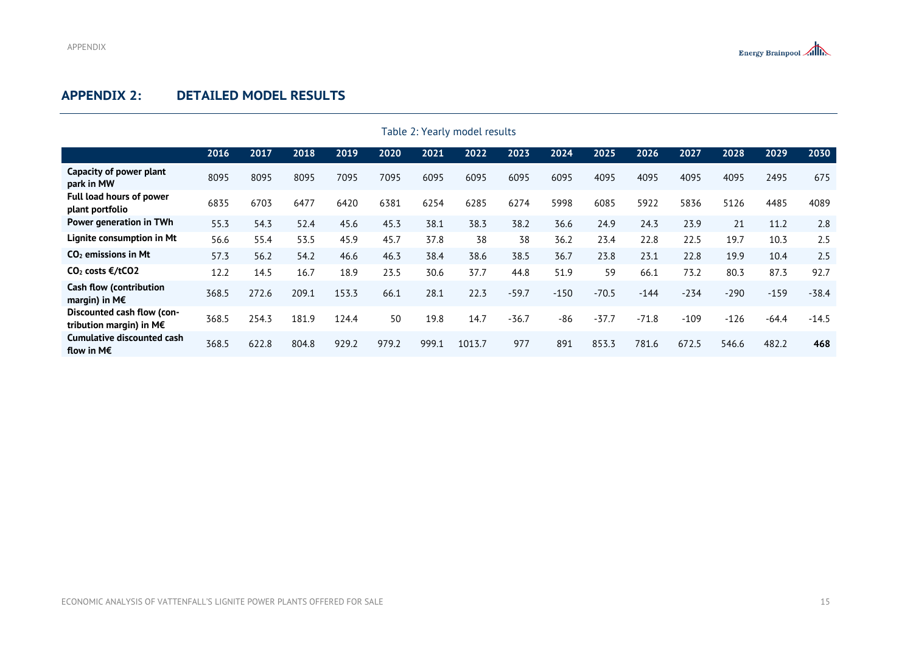## APPENDIX 2: DETAILED MODEL RESULTS

Table 2: Yearly model results

| | 2016 | 2017 | 2018 | 2019 | 2020 | 2021 | 2022 | 2023 | 2024 | 2025 | 2026 | 2027 | 2028 | 2029 | 2030 |
|---|---|---|---|---|---|---|---|---|---|---|---|---|---|---|---|
| **Capacity of power plant park in MW** | 8095 | 8095 | 8095 | 7095 | 7095 | 6095 | 6095 | 6095 | 6095 | 4095 | 4095 | 4095 | 4095 | 2495 | 675 |
| **Full load hours of power plant portfolio** | 6835 | 6703 | 6477 | 6420 | 6381 | 6254 | 6285 | 6274 | 5998 | 6085 | 5922 | 5836 | 5126 | 4485 | 4089 |
| **Power generation in TWh** | 55.3 | 54.3 | 52.4 | 45.6 | 45.3 | 38.1 | 38.3 | 38.2 | 36.6 | 24.9 | 24.3 | 23.9 | 21 | 11.2 | 2.8 |
| **Lignite consumption in Mt** | 56.6 | 55.4 | 53.5 | 45.9 | 45.7 | 37.8 | 38 | 38 | 36.2 | 23.4 | 22.8 | 22.5 | 19.7 | 10.3 | 2.5 |
| **$CO_2$ emissions in Mt** | 57.3 | 56.2 | 54.2 | 46.6 | 46.3 | 38.4 | 38.6 | 38.5 | 36.7 | 23.8 | 23.1 | 22.8 | 19.9 | 10.4 | 2.5 |
| **$CO_2$ costs €/tCO2** | 12.2 | 14.5 | 16.7 | 18.9 | 23.5 | 30.6 | 37.7 | 44.8 | 51.9 | 59 | 66.1 | 73.2 | 80.3 | 87.3 | 92.7 |
| **Cash flow (contribution margin) in M€** | 368.5 | 272.6 | 209.1 | 153.3 | 66.1 | 28.1 | 22.3 | -59.7 | -150 | -70.5 | -144 | -234 | -290 | -159 | -38.4 |
| **Discounted cash flow (contribution margin) in M€** | 368.5 | 254.3 | 181.9 | 124.4 | 50 | 19.8 | 14.7 | -36.7 | -86 | -37.7 | -71.8 | -109 | -126 | -64.4 | -14.5 |
| **Cumulative discounted cash flow in M€** | 368.5 | 622.8 | 804.8 | 929.2 | 979.2 | 999.1 | 1013.7 | 977 | 891 | 853.3 | 781.6 | 672.5 | 546.6 | 482.2 | **468** |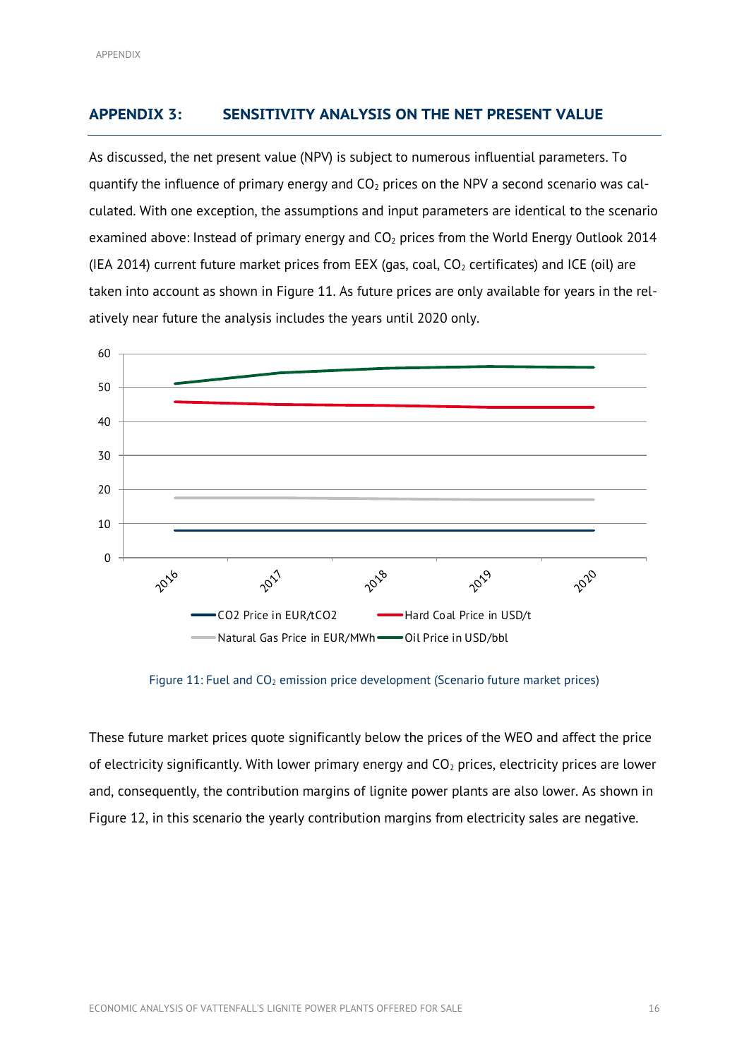## APPENDIX 3: SENSITIVITY ANALYSIS ON THE NET PRESENT VALUE

As discussed, the net present value (NPV) is subject to numerous influential parameters. To quantify the influence of primary energy and $CO_2$ prices on the NPV a second scenario was calculated. With one exception, the assumptions and input parameters are identical to the scenario examined above: Instead of primary energy and $CO_2$ prices from the World Energy Outlook 2014 (IEA 2014) current future market prices from EEX (gas, coal, $CO_2$ certificates) and ICE (oil) are taken into account as shown in Figure 11. As future prices are only available for years in the relatively near future the analysis includes the years until 2020 only.

Figure 11: Fuel and $CO_2$ emission price development (Scenario future market prices)

These future market prices quote significantly below the prices of the WEO and affect the price of electricity significantly. With lower primary energy and $CO_2$ prices, electricity prices are lower and, consequently, the contribution margins of lignite power plants are also lower. As shown in Figure 12, in this scenario the yearly contribution margins from electricity sales are negative.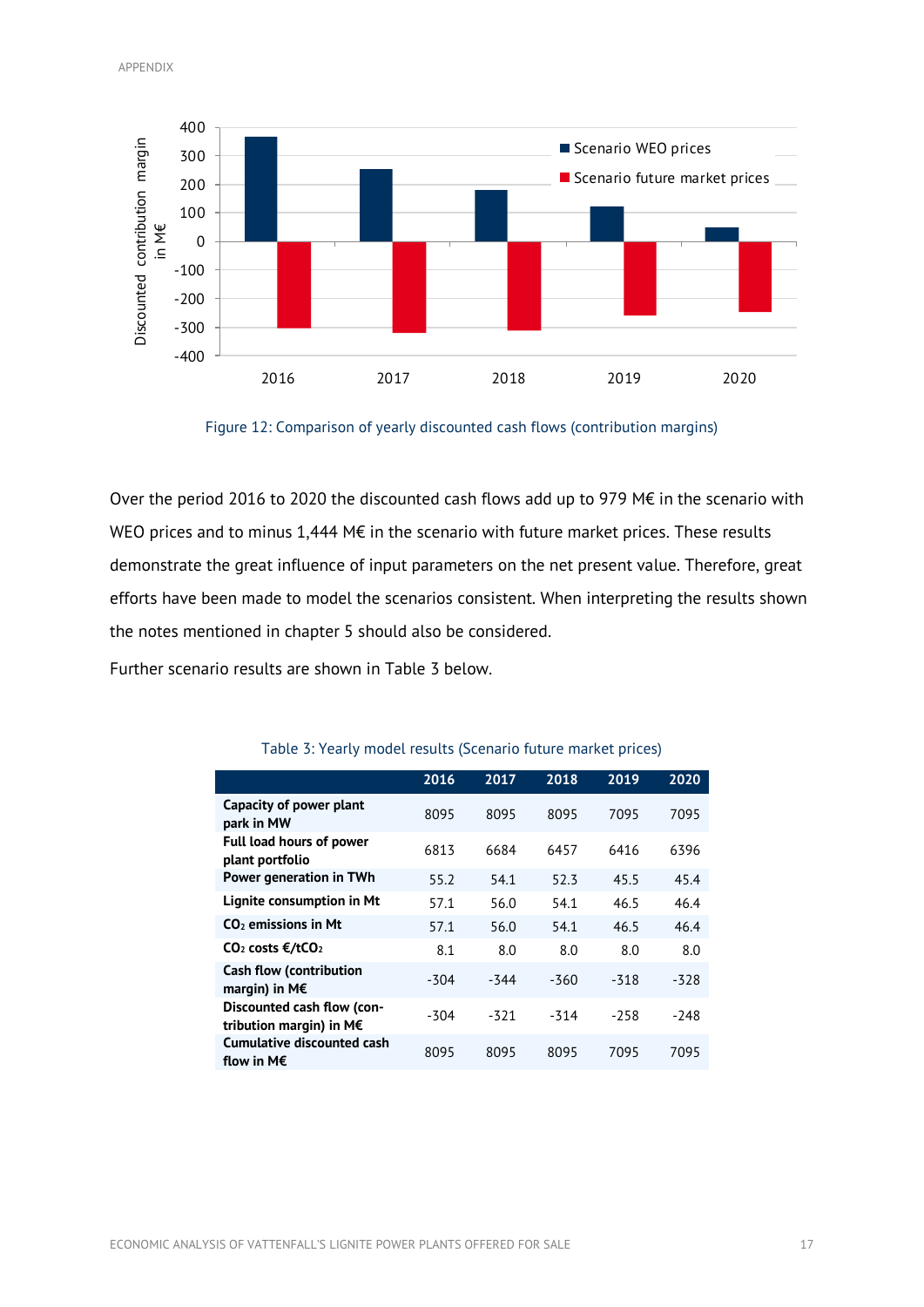Figure 12: Comparison of yearly discounted cash flows (contribution margins)

Over the period 2016 to 2020 the discounted cash flows add up to 979 M€ in the scenario with WEO prices and to minus 1,444 M€ in the scenario with future market prices. These results demonstrate the great influence of input parameters on the net present value. Therefore, great efforts have been made to model the scenarios consistent. When interpreting the results shown the notes mentioned in chapter 5 should also be considered.

Further scenario results are shown in Table 3 below.

Table 3: Yearly model results (Scenario future market prices)

| | 2016 | 2017 | 2018 | 2019 | 2020 |
|---|---|---|---|---|---|
| **Capacity of power plant park in MW** | 8095 | 8095 | 8095 | 7095 | 7095 |
| **Full load hours of power plant portfolio** | 6813 | 6684 | 6457 | 6416 | 6396 |
| **Power generation in TWh** | 55.2 | 54.1 | 52.3 | 45.5 | 45.4 |
| **Lignite consumption in Mt** | 57.1 | 56.0 | 54.1 | 46.5 | 46.4 |
| **$CO_2$ emissions in Mt** | 57.1 | 56.0 | 54.1 | 46.5 | 46.4 |
| **$CO_2$ costs €/t$CO_2$** | 8.1 | 8.0 | 8.0 | 8.0 | 8.0 |
| **Cash flow (contribution margin) in M€** | -304 | -344 | -360 | -318 | -328 |
| **Discounted cash flow (contribution margin) in M€** | -304 | -321 | -314 | -258 | -248 |
| **Cumulative discounted cash flow in M€** | 8095 | 8095 | 8095 | 7095 | 7095 |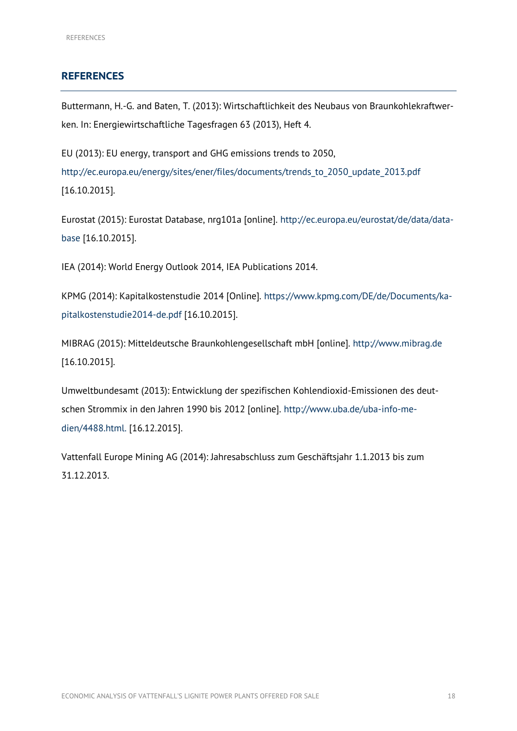## REFERENCES

Buttermann, H.-G. and Baten, T. (2013): Wirtschaftlichkeit des Neubaus von Braunkohlekraftwerken. In: Energiewirtschaftliche Tagesfragen 63 (2013), Heft 4.

EU (2013): EU energy, transport and GHG emissions trends to 2050, http://ec.europa.eu/energy/sites/ener/files/documents/trends_to_2050_update_2013.pdf [16.10.2015].

Eurostat (2015): Eurostat Database, nrg101a [online]. http://ec.europa.eu/eurostat/de/data/database [16.10.2015].

IEA (2014): World Energy Outlook 2014, IEA Publications 2014.

KPMG (2014): Kapitalkostenstudie 2014 [Online]. https://www.kpmg.com/DE/de/Documents/kapitalkostenstudie2014-de.pdf [16.10.2015].

MIBRAG (2015): Mitteldeutsche Braunkohlengesellschaft mbH [online]. http://www.mibrag.de [16.10.2015].

Umweltbundesamt (2013): Entwicklung der spezifischen Kohlendioxid-Emissionen des deutschen Strommix in den Jahren 1990 bis 2012 [online]. http://www.uba.de/uba-info-medien/4488.html. [16.12.2015].

Vattenfall Europe Mining AG (2014): Jahresabschluss zum Geschäftsjahr 1.1.2013 bis zum 31.12.2013.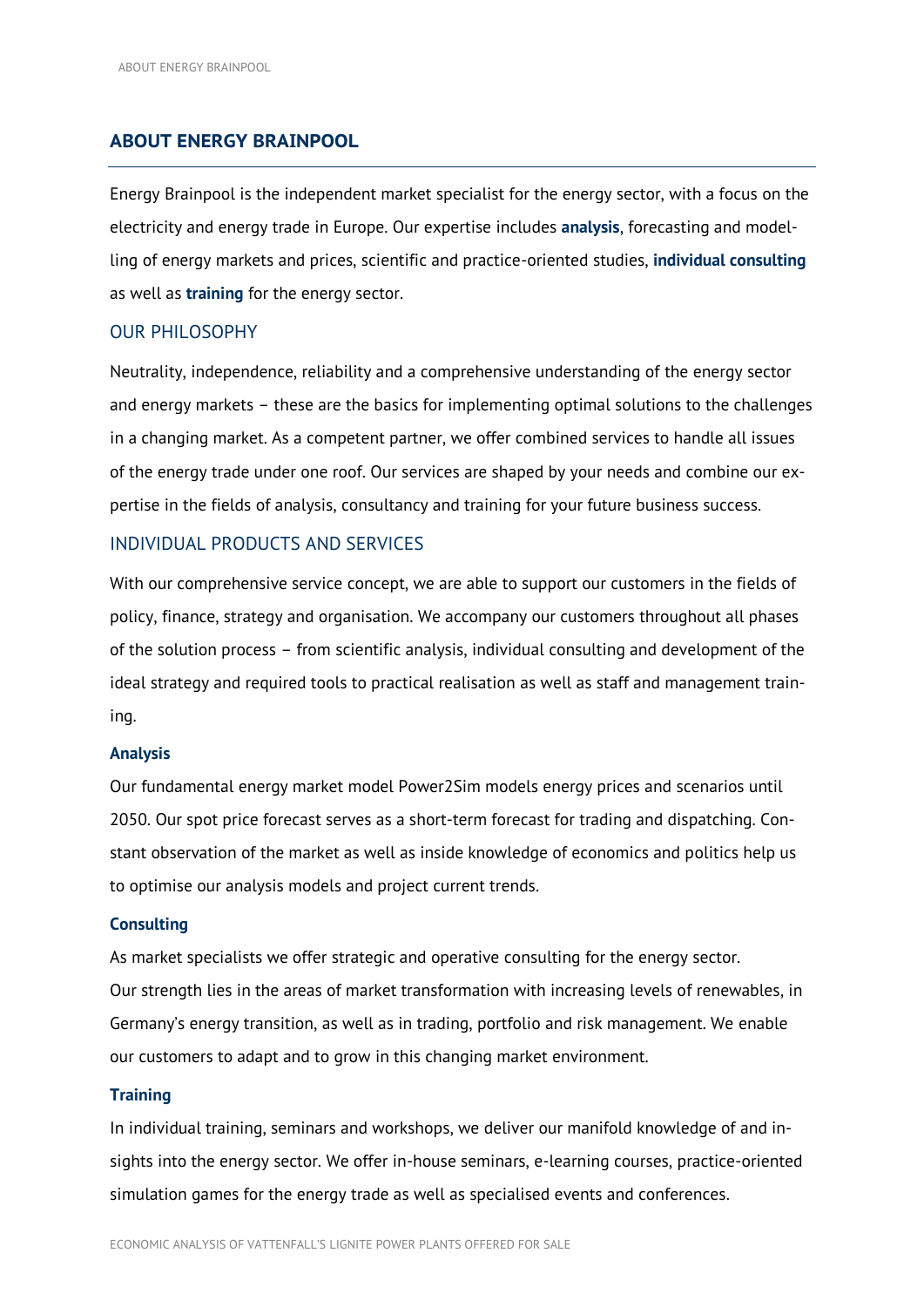## ABOUT ENERGY BRAINPOOL

Energy Brainpool is the independent market specialist for the energy sector, with a focus on the electricity and energy trade in Europe. Our expertise includes **analysis**, forecasting and modelling of energy markets and prices, scientific and practice-oriented studies, **individual consulting** as well as **training** for the energy sector.

### OUR PHILOSOPHY

Neutrality, independence, reliability and a comprehensive understanding of the energy sector and energy markets – these are the basics for implementing optimal solutions to the challenges in a changing market. As a competent partner, we offer combined services to handle all issues of the energy trade under one roof. Our services are shaped by your needs and combine our expertise in the fields of analysis, consultancy and training for your future business success.

### INDIVIDUAL PRODUCTS AND SERVICES

With our comprehensive service concept, we are able to support our customers in the fields of policy, finance, strategy and organisation. We accompany our customers throughout all phases of the solution process – from scientific analysis, individual consulting and development of the ideal strategy and required tools to practical realisation as well as staff and management training.

#### Analysis

Our fundamental energy market model Power2Sim models energy prices and scenarios until 2050. Our spot price forecast serves as a short-term forecast for trading and dispatching. Constant observation of the market as well as inside knowledge of economics and politics help us to optimise our analysis models and project current trends.

#### Consulting

As market specialists we offer strategic and operative consulting for the energy sector. Our strength lies in the areas of market transformation with increasing levels of renewables, in Germany's energy transition, as well as in trading, portfolio and risk management. We enable our customers to adapt and to grow in this changing market environment.

#### Training

In individual training, seminars and workshops, we deliver our manifold knowledge of and insights into the energy sector. We offer in-house seminars, e-learning courses, practice-oriented simulation games for the energy trade as well as specialised events and conferences.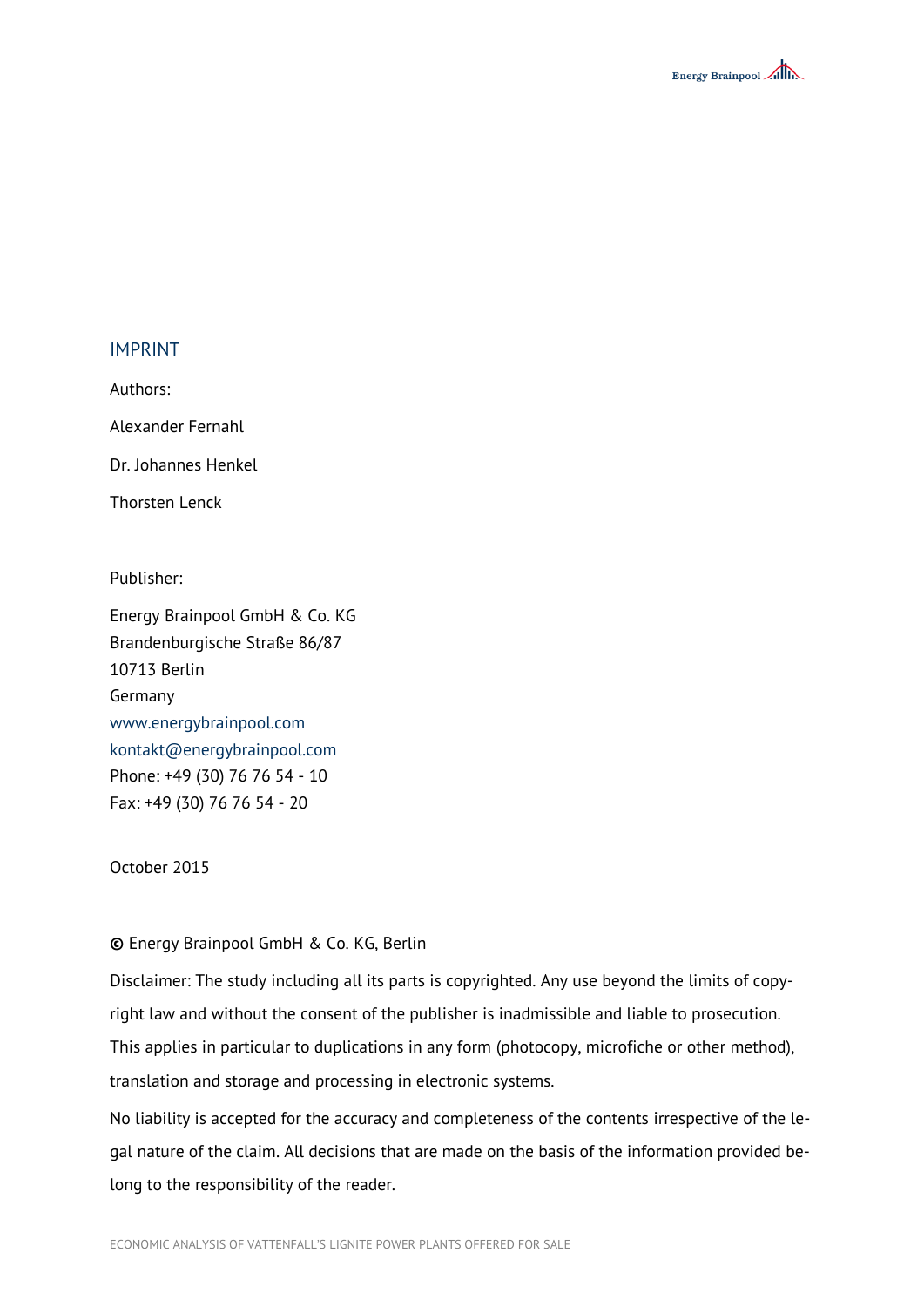## IMPRINT

Authors:

Alexander Fernahl

Dr. Johannes Henkel

Thorsten Lenck

Publisher:

Energy Brainpool GmbH & Co. KG
Brandenburgische Straße 86/87
10713 Berlin
Germany
www.energybrainpool.com
kontakt@energybrainpool.com
Phone: +49 (30) 76 76 54 - 10
Fax: +49 (30) 76 76 54 - 20

October 2015

**©** Energy Brainpool GmbH & Co. KG, Berlin

Disclaimer: The study including all its parts is copyrighted. Any use beyond the limits of copyright law and without the consent of the publisher is inadmissible and liable to prosecution. This applies in particular to duplications in any form (photocopy, microfiche or other method), translation and storage and processing in electronic systems.

No liability is accepted for the accuracy and completeness of the contents irrespective of the legal nature of the claim. All decisions that are made on the basis of the information provided belong to the responsibility of the reader.